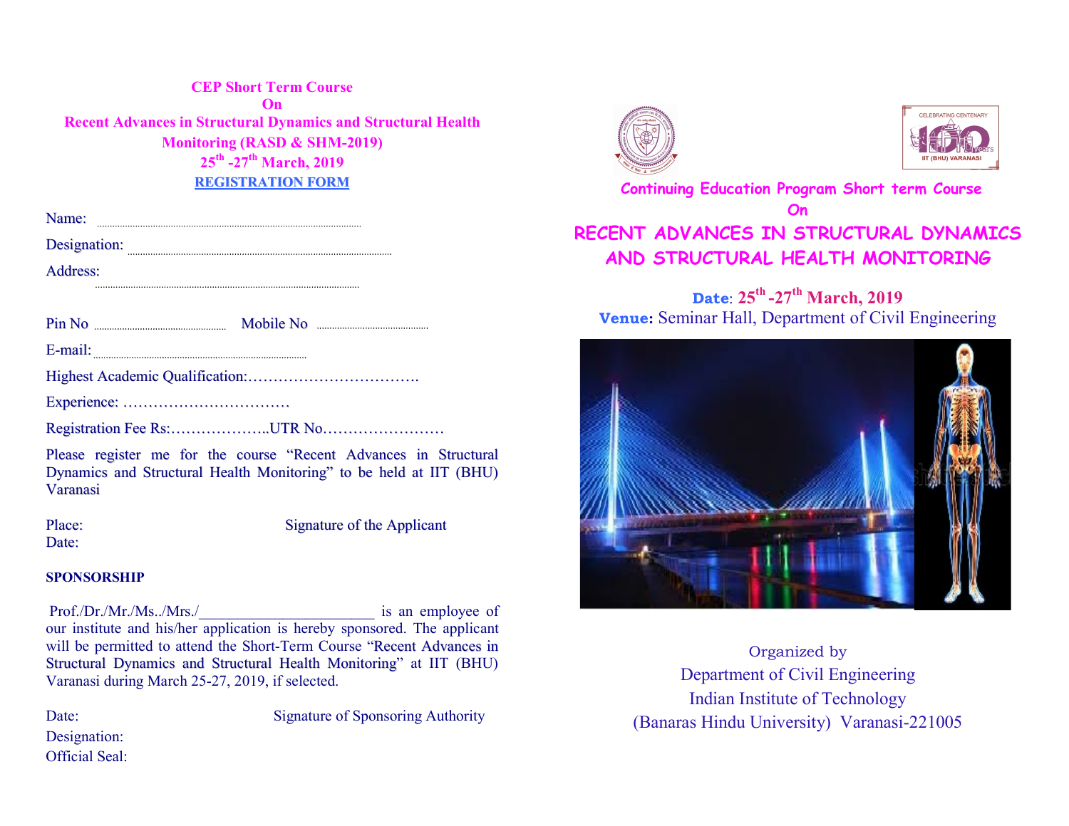# CEP Short Term Course
## On
## Recent Advances in Structural Dynamics and Structural Health Monitoring (RASD & SHM-2019)
## 25th -27th March, 2019

**REGISTRATION FORM**

Name: ……………………………………………………………

Designation: ……………………………………………………………

Address:
……………………………………………………………

Pin No ……………………… Mobile No ………………………

E-mail: ……………………………………………………………

Highest Academic Qualification:…………………………….

Experience: ……………………………

Registration Fee Rs:………………..UTR No……………………

Please register me for the course “Recent Advances in Structural Dynamics and Structural Health Monitoring” to be held at IIT (BHU) Varanasi

Place: Signature of the Applicant
Date:

**SPONSORSHIP**

Prof./Dr./Mr./Ms../Mrs./_______________________ is an employee of our institute and his/her application is hereby sponsored. The applicant will be permitted to attend the Short-Term Course “Recent Advances in Structural Dynamics and Structural Health Monitoring” at IIT (BHU) Varanasi during March 25-27, 2019, if selected.

Date: Signature of Sponsoring Authority
Designation:
Official Seal:

CELEBRATING CENTENARY 100 years IIT (BHU) VARANASI

## Continuing Education Program Short term Course
## On
# RECENT ADVANCES IN STRUCTURAL DYNAMICS AND STRUCTURAL HEALTH MONITORING

**Date**: 25th -27th March, 2019
**Venue:** Seminar Hall, Department of Civil Engineering

Organized by
Department of Civil Engineering
Indian Institute of Technology
(Banaras Hindu University) Varanasi-221005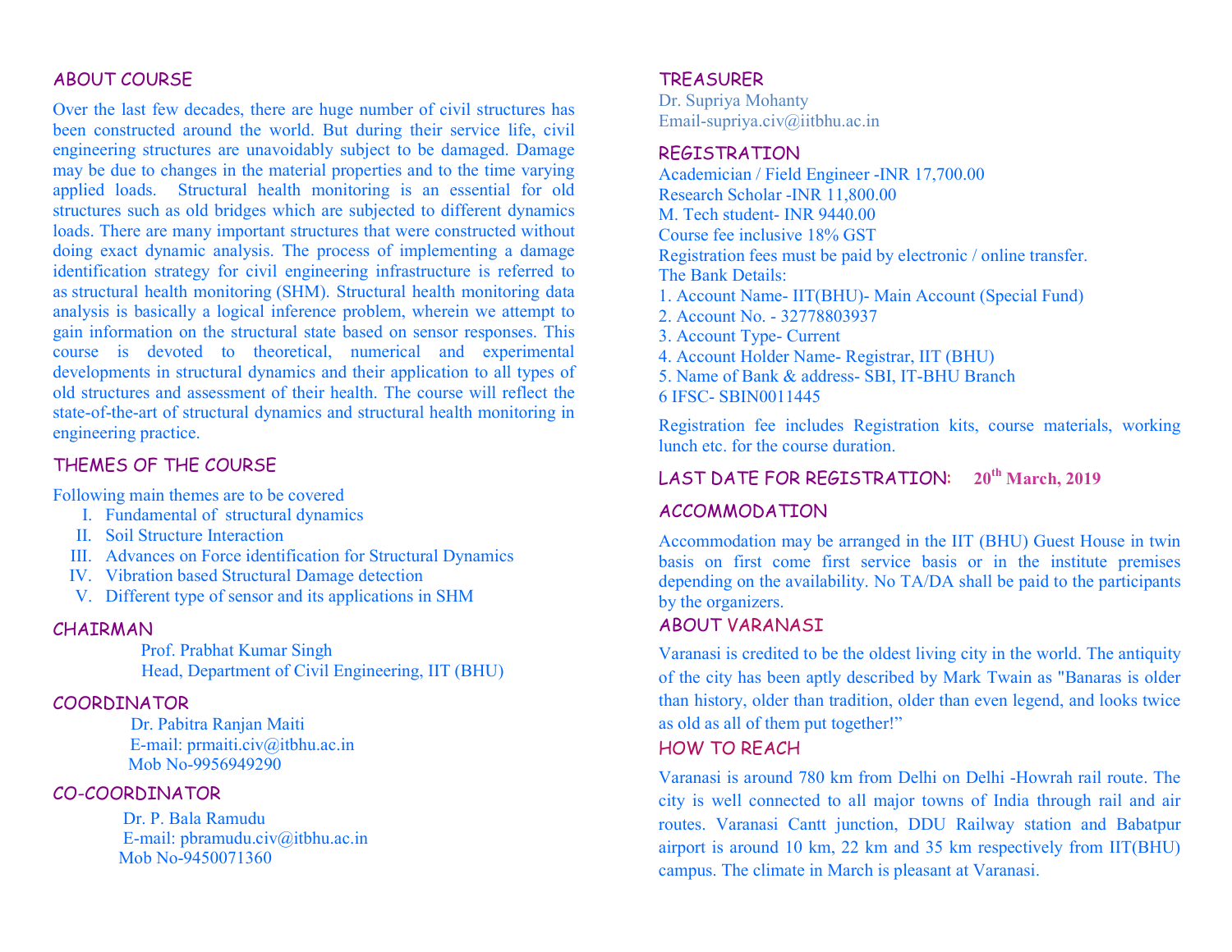## ABOUT COURSE

Over the last few decades, there are huge number of civil structures has been constructed around the world. But during their service life, civil engineering structures are unavoidably subject to be damaged. Damage may be due to changes in the material properties and to the time varying applied loads. Structural health monitoring is an essential for old structures such as old bridges which are subjected to different dynamics loads. There are many important structures that were constructed without doing exact dynamic analysis. The process of implementing a damage identification strategy for civil engineering infrastructure is referred to as structural health monitoring (SHM). Structural health monitoring data analysis is basically a logical inference problem, wherein we attempt to gain information on the structural state based on sensor responses. This course is devoted to theoretical, numerical and experimental developments in structural dynamics and their application to all types of old structures and assessment of their health. The course will reflect the state-of-the-art of structural dynamics and structural health monitoring in engineering practice.

## THEMES OF THE COURSE

Following main themes are to be covered

I. Fundamental of structural dynamics
II. Soil Structure Interaction
III. Advances on Force identification for Structural Dynamics
IV. Vibration based Structural Damage detection
V. Different type of sensor and its applications in SHM

## CHAIRMAN

Prof. Prabhat Kumar Singh
Head, Department of Civil Engineering, IIT (BHU)

## COORDINATOR

Dr. Pabitra Ranjan Maiti
E-mail: prmaiti.civ@itbhu.ac.in
Mob No-9956949290

## CO-COORDINATOR

Dr. P. Bala Ramudu
E-mail: pbramudu.civ@itbhu.ac.in
Mob No-9450071360

## TREASURER

Dr. Supriya Mohanty
Email-supriya.civ@iitbhu.ac.in

## REGISTRATION

Academician / Field Engineer -INR 17,700.00
Research Scholar -INR 11,800.00
M. Tech student- INR 9440.00
Course fee inclusive 18% GST
Registration fees must be paid by electronic / online transfer.
The Bank Details:
1. Account Name- IIT(BHU)- Main Account (Special Fund)
2. Account No. - 32778803937
3. Account Type- Current
4. Account Holder Name- Registrar, IIT (BHU)
5. Name of Bank & address- SBI, IT-BHU Branch
6 IFSC- SBIN0011445

Registration fee includes Registration kits, course materials, working lunch etc. for the course duration.

## LAST DATE FOR REGISTRATION: **20th March, 2019**

## ACCOMMODATION

Accommodation may be arranged in the IIT (BHU) Guest House in twin basis on first come first service basis or in the institute premises depending on the availability. No TA/DA shall be paid to the participants by the organizers.

## ABOUT VARANASI

Varanasi is credited to be the oldest living city in the world. The antiquity of the city has been aptly described by Mark Twain as "Banaras is older than history, older than tradition, older than even legend, and looks twice as old as all of them put together!"

## HOW TO REACH

Varanasi is around 780 km from Delhi on Delhi -Howrah rail route. The city is well connected to all major towns of India through rail and air routes. Varanasi Cantt junction, DDU Railway station and Babatpur airport is around 10 km, 22 km and 35 km respectively from IIT(BHU) campus. The climate in March is pleasant at Varanasi.